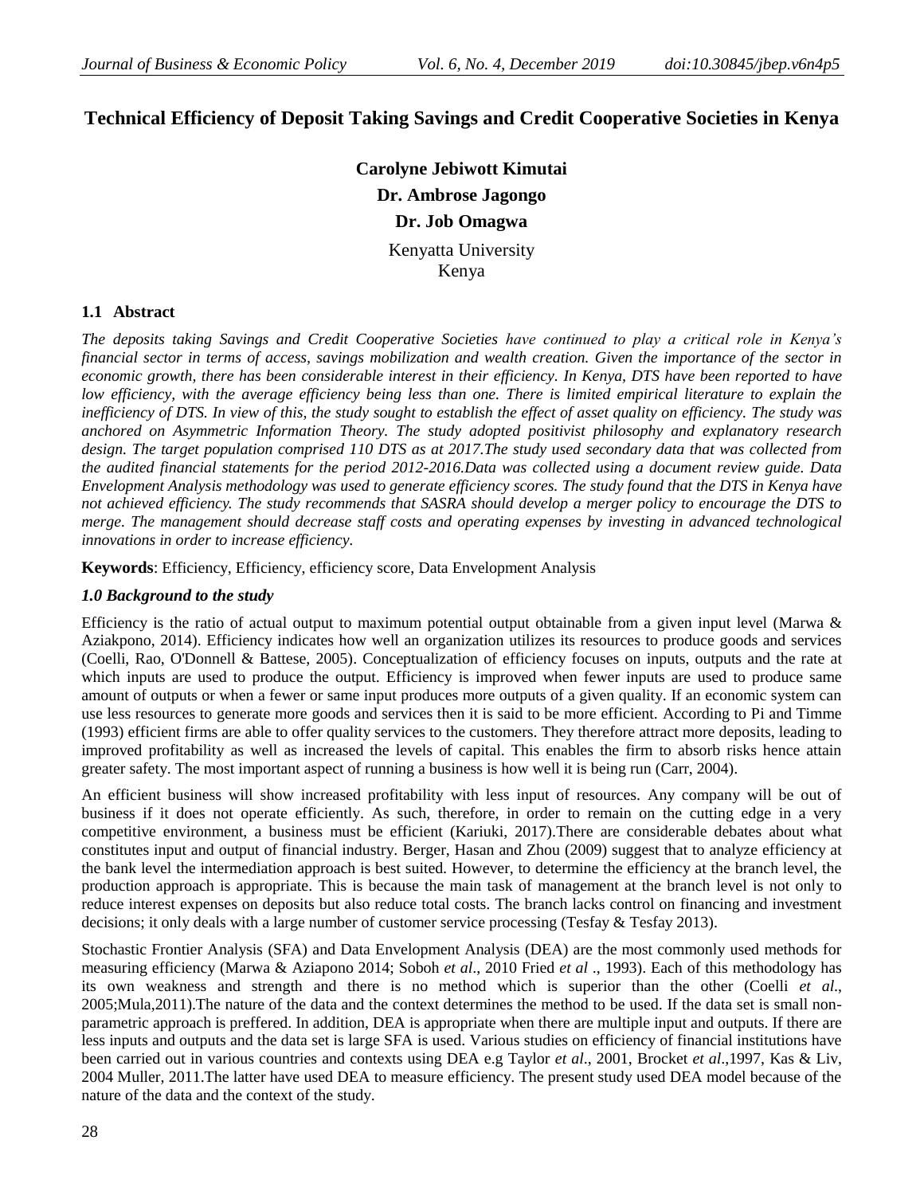# Technical Efficiency of Deposit Taking Savings and Credit Cooperative Societies in Kenya

**Carolyne Jebiwott Kimutai**

**Dr. Ambrose Jagongo**

**Dr. Job Omagwa**

Kenyatta University
Kenya

## 1.1 Abstract

*The deposits taking Savings and Credit Cooperative Societies have continued to play a critical role in Kenya's financial sector in terms of access, savings mobilization and wealth creation. Given the importance of the sector in economic growth, there has been considerable interest in their efficiency. In Kenya, DTS have been reported to have low efficiency, with the average efficiency being less than one. There is limited empirical literature to explain the inefficiency of DTS. In view of this, the study sought to establish the effect of asset quality on efficiency. The study was anchored on Asymmetric Information Theory. The study adopted positivist philosophy and explanatory research design. The target population comprised 110 DTS as at 2017.The study used secondary data that was collected from the audited financial statements for the period 2012-2016.Data was collected using a document review guide. Data Envelopment Analysis methodology was used to generate efficiency scores. The study found that the DTS in Kenya have not achieved efficiency. The study recommends that SASRA should develop a merger policy to encourage the DTS to merge. The management should decrease staff costs and operating expenses by investing in advanced technological innovations in order to increase efficiency.*

**Keywords**: Efficiency, Efficiency, efficiency score, Data Envelopment Analysis

### *1.0 Background to the study*

Efficiency is the ratio of actual output to maximum potential output obtainable from a given input level (Marwa & Aziakpono, 2014). Efficiency indicates how well an organization utilizes its resources to produce goods and services (Coelli, Rao, O'Donnell & Battese, 2005). Conceptualization of efficiency focuses on inputs, outputs and the rate at which inputs are used to produce the output. Efficiency is improved when fewer inputs are used to produce same amount of outputs or when a fewer or same input produces more outputs of a given quality. If an economic system can use less resources to generate more goods and services then it is said to be more efficient. According to Pi and Timme (1993) efficient firms are able to offer quality services to the customers. They therefore attract more deposits, leading to improved profitability as well as increased the levels of capital. This enables the firm to absorb risks hence attain greater safety. The most important aspect of running a business is how well it is being run (Carr, 2004).

An efficient business will show increased profitability with less input of resources. Any company will be out of business if it does not operate efficiently. As such, therefore, in order to remain on the cutting edge in a very competitive environment, a business must be efficient (Kariuki, 2017).There are considerable debates about what constitutes input and output of financial industry. Berger, Hasan and Zhou (2009) suggest that to analyze efficiency at the bank level the intermediation approach is best suited. However, to determine the efficiency at the branch level, the production approach is appropriate. This is because the main task of management at the branch level is not only to reduce interest expenses on deposits but also reduce total costs. The branch lacks control on financing and investment decisions; it only deals with a large number of customer service processing (Tesfay & Tesfay 2013).

Stochastic Frontier Analysis (SFA) and Data Envelopment Analysis (DEA) are the most commonly used methods for measuring efficiency (Marwa & Aziapono 2014; Soboh *et al*., 2010 Fried *et al* ., 1993). Each of this methodology has its own weakness and strength and there is no method which is superior than the other (Coelli *et al*., 2005;Mula,2011).The nature of the data and the context determines the method to be used. If the data set is small non-parametric approach is preffered. In addition, DEA is appropriate when there are multiple input and outputs. If there are less inputs and outputs and the data set is large SFA is used. Various studies on efficiency of financial institutions have been carried out in various countries and contexts using DEA e.g Taylor *et al*., 2001, Brocket *et al*.,1997, Kas & Liv, 2004 Muller, 2011.The latter have used DEA to measure efficiency. The present study used DEA model because of the nature of the data and the context of the study.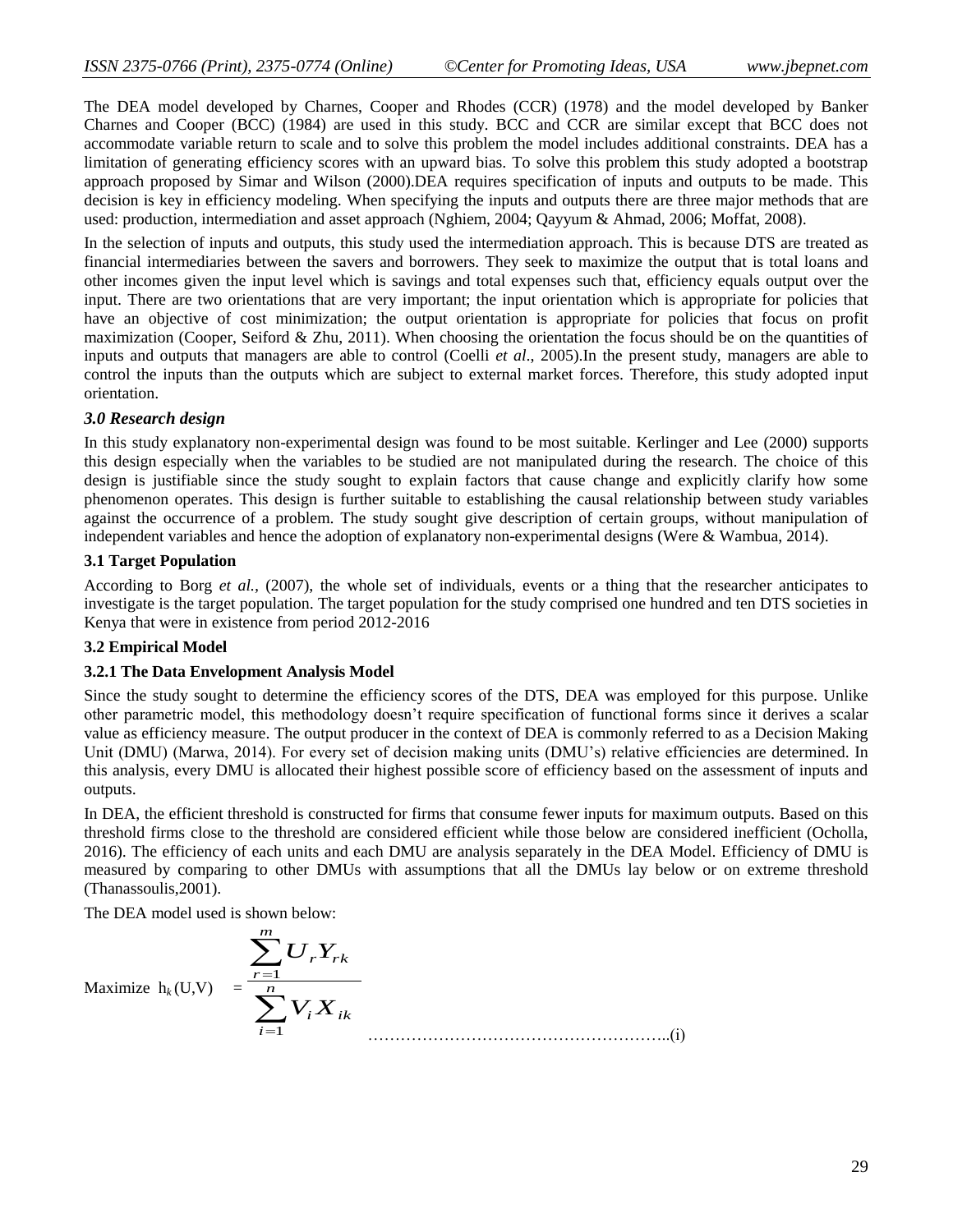The DEA model developed by Charnes, Cooper and Rhodes (CCR) (1978) and the model developed by Banker Charnes and Cooper (BCC) (1984) are used in this study. BCC and CCR are similar except that BCC does not accommodate variable return to scale and to solve this problem the model includes additional constraints. DEA has a limitation of generating efficiency scores with an upward bias. To solve this problem this study adopted a bootstrap approach proposed by Simar and Wilson (2000).DEA requires specification of inputs and outputs to be made. This decision is key in efficiency modeling. When specifying the inputs and outputs there are three major methods that are used: production, intermediation and asset approach (Nghiem, 2004; Qayyum & Ahmad, 2006; Moffat, 2008).

In the selection of inputs and outputs, this study used the intermediation approach. This is because DTS are treated as financial intermediaries between the savers and borrowers. They seek to maximize the output that is total loans and other incomes given the input level which is savings and total expenses such that, efficiency equals output over the input. There are two orientations that are very important; the input orientation which is appropriate for policies that have an objective of cost minimization; the output orientation is appropriate for policies that focus on profit maximization (Cooper, Seiford & Zhu, 2011). When choosing the orientation the focus should be on the quantities of inputs and outputs that managers are able to control (Coelli *et al*., 2005).In the present study, managers are able to control the inputs than the outputs which are subject to external market forces. Therefore, this study adopted input orientation.

### *3.0 Research design*

In this study explanatory non-experimental design was found to be most suitable. Kerlinger and Lee (2000) supports this design especially when the variables to be studied are not manipulated during the research. The choice of this design is justifiable since the study sought to explain factors that cause change and explicitly clarify how some phenomenon operates. This design is further suitable to establishing the causal relationship between study variables against the occurrence of a problem. The study sought give description of certain groups, without manipulation of independent variables and hence the adoption of explanatory non-experimental designs (Were & Wambua, 2014).

### 3.1 Target Population

According to Borg *et al.,* (2007), the whole set of individuals, events or a thing that the researcher anticipates to investigate is the target population. The target population for the study comprised one hundred and ten DTS societies in Kenya that were in existence from period 2012-2016

### 3.2 Empirical Model

#### 3.2.1 The Data Envelopment Analysis Model

Since the study sought to determine the efficiency scores of the DTS, DEA was employed for this purpose. Unlike other parametric model, this methodology doesn't require specification of functional forms since it derives a scalar value as efficiency measure. The output producer in the context of DEA is commonly referred to as a Decision Making Unit (DMU) (Marwa, 2014). For every set of decision making units (DMU's) relative efficiencies are determined. In this analysis, every DMU is allocated their highest possible score of efficiency based on the assessment of inputs and outputs.

In DEA, the efficient threshold is constructed for firms that consume fewer inputs for maximum outputs. Based on this threshold firms close to the threshold are considered efficient while those below are considered inefficient (Ocholla, 2016). The efficiency of each units and each DMU are analysis separately in the DEA Model. Efficiency of DMU is measured by comparing to other DMUs with assumptions that all the DMUs lay below or on extreme threshold (Thanassoulis,2001).

The DEA model used is shown below:

$$\text{Maximize } h_k(U,V) = \frac{\sum_{r=1}^{m} U_r Y_{rk}}{\sum_{i=1}^{n} V_i X_{ik}} \quad \text{……………………………………………..(i)}$$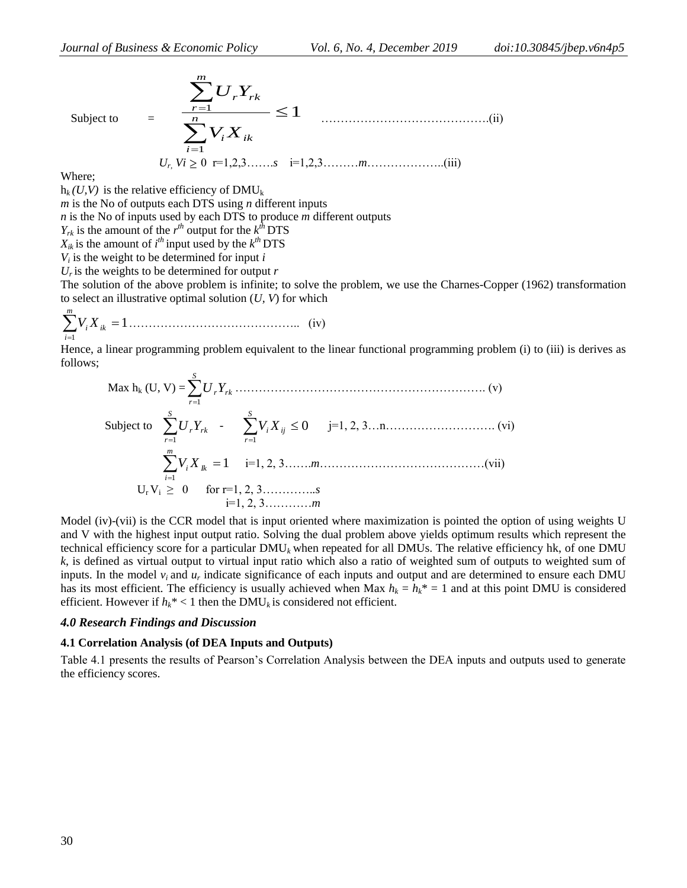$$\text{Subject to} \quad = \quad \frac{\sum_{r=1}^{m} U_r Y_{rk}}{\sum_{i=1}^{n} V_i X_{ik}} \leq 1 \quad \ldots\ldots\ldots\ldots\ldots\ldots\ldots\ldots\ldots\ldots\ldots\ldots\text{(ii)}$$

$$U_r,\ Vi \geq 0 \quad r=1,2,3\ldots\ldots.s \quad i=1,2,3\ldots\ldots\ldots m\ldots\ldots\ldots\ldots\ldots\ldots..\text{(iii)}$$

Where;

$h_k(U,V)$ is the relative efficiency of $DMU_k$

*m* is the No of outputs each DTS using *n* different inputs

*n* is the No of inputs used by each DTS to produce *m* different outputs

$Y_{rk}$ is the amount of the $r^{th}$ output for the $k^{th}$ DTS

$X_{ik}$ is the amount of $i^{th}$ input used by the $k^{th}$ DTS

$V_i$ is the weight to be determined for input *i*

$U_r$ is the weights to be determined for output *r*

The solution of the above problem is infinite; to solve the problem, we use the Charnes-Copper (1962) transformation to select an illustrative optimal solution (*U, V*) for which

$$\sum_{i=1}^{m} V_i X_{ik} = 1 \ldots\ldots\ldots\ldots\ldots\ldots\ldots\ldots\ldots\ldots\ldots\ldots.. \quad \text{(iv)}$$

Hence, a linear programming problem equivalent to the linear functional programming problem (i) to (iii) is derives as follows;

$$\text{Max } h_k\ (U, V) = \sum_{r=1}^{S} U_r Y_{rk} \ldots\ldots\ldots\ldots\ldots\ldots\ldots\ldots\ldots\ldots\ldots\ldots\ldots\ldots\ldots\ldots\ldots\ldots\ldots.\ \text{(v)}$$

$$\text{Subject to} \quad \sum_{r=1}^{S} U_r Y_{rk} \ - \ \sum_{r=1}^{S} V_i X_{ij} \leq 0 \qquad j=1, 2, 3\ldots n\ldots\ldots\ldots\ldots\ldots\ldots\ldots\ldots.\ \text{(vi)}$$

$$\sum_{i=1}^{m} V_i X_{Ik} = 1 \qquad i=1, 2, 3\ldots\ldots.m\ldots\ldots\ldots\ldots\ldots\ldots\ldots\ldots\ldots\ldots\ldots\ldots\ldots\text{(vii)}$$

$$U_r\, V_i \geq 0 \qquad \text{for } r=1, 2, 3\ldots\ldots\ldots\ldots..s$$

$$i=1, 2, 3\ldots\ldots\ldots\ldots m$$

Model (iv)-(vii) is the CCR model that is input oriented where maximization is pointed the option of using weights U and V with the highest input output ratio. Solving the dual problem above yields optimum results which represent the technical efficiency score for a particular $DMU_k$ when repeated for all DMUs. The relative efficiency hk, of one DMU *k*, is defined as virtual output to virtual input ratio which also a ratio of weighted sum of outputs to weighted sum of inputs. In the model $v_i$ and $u_r$ indicate significance of each inputs and output and are determined to ensure each DMU has its most efficient. The efficiency is usually achieved when Max $h_k = h_k^* = 1$ and at this point DMU is considered efficient. However if $h_k^* < 1$ then the $DMU_k$ is considered not efficient.

### *4.0 Research Findings and Discussion*

#### 4.1 Correlation Analysis (of DEA Inputs and Outputs)

Table 4.1 presents the results of Pearson's Correlation Analysis between the DEA inputs and outputs used to generate the efficiency scores.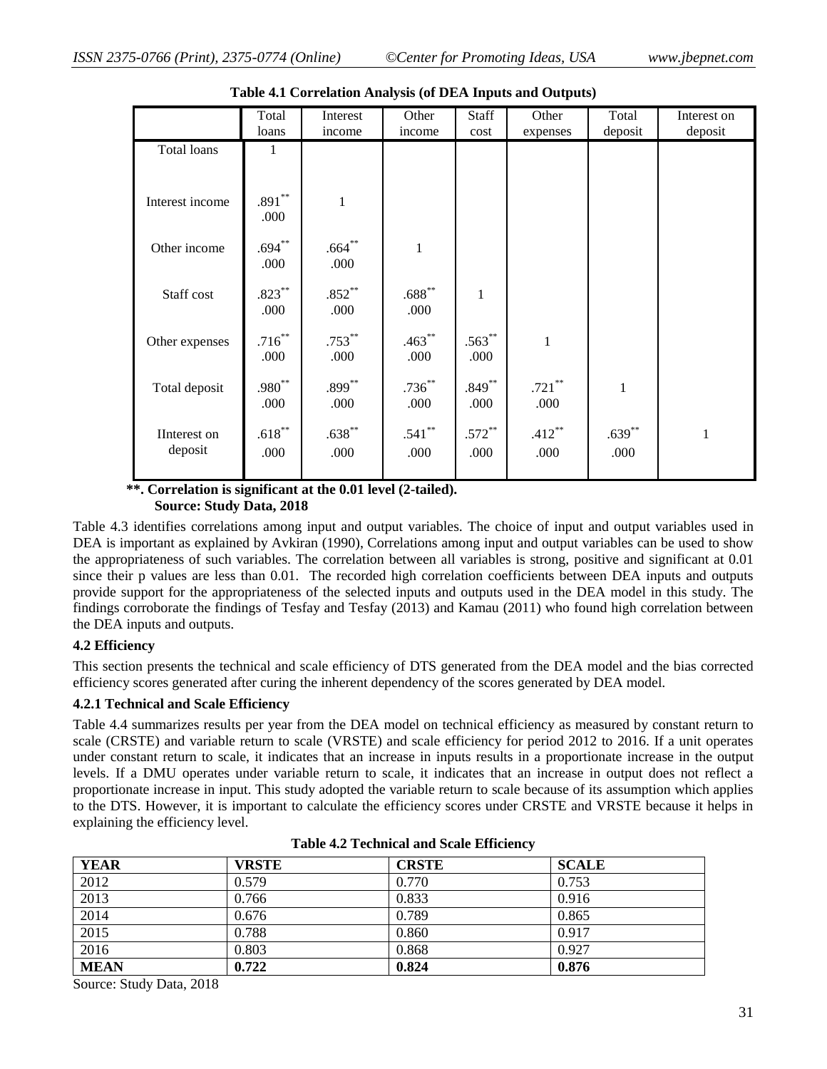**Table 4.1 Correlation Analysis (of DEA Inputs and Outputs)**

| | Total loans | Interest income | Other income | Staff cost | Other expenses | Total deposit | Interest on deposit |
|---|---|---|---|---|---|---|---|
| Total loans | 1 | | | | | | |
| Interest income | .891** .000 | 1 | | | | | |
| Other income | .694** .000 | .664** .000 | 1 | | | | |
| Staff cost | .823** .000 | .852** .000 | .688** .000 | 1 | | | |
| Other expenses | .716** .000 | .753** .000 | .463** .000 | .563** .000 | 1 | | |
| Total deposit | .980** .000 | .899** .000 | .736** .000 | .849** .000 | .721** .000 | 1 | |
| IInterest on deposit | .618** .000 | .638** .000 | .541** .000 | .572** .000 | .412** .000 | .639** .000 | 1 |

**\*\*. Correlation is significant at the 0.01 level (2-tailed).**
**Source: Study Data, 2018**

Table 4.3 identifies correlations among input and output variables. The choice of input and output variables used in DEA is important as explained by Avkiran (1990), Correlations among input and output variables can be used to show the appropriateness of such variables. The correlation between all variables is strong, positive and significant at 0.01 since their p values are less than 0.01. The recorded high correlation coefficients between DEA inputs and outputs provide support for the appropriateness of the selected inputs and outputs used in the DEA model in this study. The findings corroborate the findings of Tesfay and Tesfay (2013) and Kamau (2011) who found high correlation between the DEA inputs and outputs.

### 4.2 Efficiency

This section presents the technical and scale efficiency of DTS generated from the DEA model and the bias corrected efficiency scores generated after curing the inherent dependency of the scores generated by DEA model.

#### 4.2.1 Technical and Scale Efficiency

Table 4.4 summarizes results per year from the DEA model on technical efficiency as measured by constant return to scale (CRSTE) and variable return to scale (VRSTE) and scale efficiency for period 2012 to 2016. If a unit operates under constant return to scale, it indicates that an increase in inputs results in a proportionate increase in the output levels. If a DMU operates under variable return to scale, it indicates that an increase in output does not reflect a proportionate increase in input. This study adopted the variable return to scale because of its assumption which applies to the DTS. However, it is important to calculate the efficiency scores under CRSTE and VRSTE because it helps in explaining the efficiency level.

**Table 4.2 Technical and Scale Efficiency**

| **YEAR** | **VRSTE** | **CRSTE** | **SCALE** |
|---|---|---|---|
| 2012 | 0.579 | 0.770 | 0.753 |
| 2013 | 0.766 | 0.833 | 0.916 |
| 2014 | 0.676 | 0.789 | 0.865 |
| 2015 | 0.788 | 0.860 | 0.917 |
| 2016 | 0.803 | 0.868 | 0.927 |
| **MEAN** | **0.722** | **0.824** | **0.876** |

Source: Study Data, 2018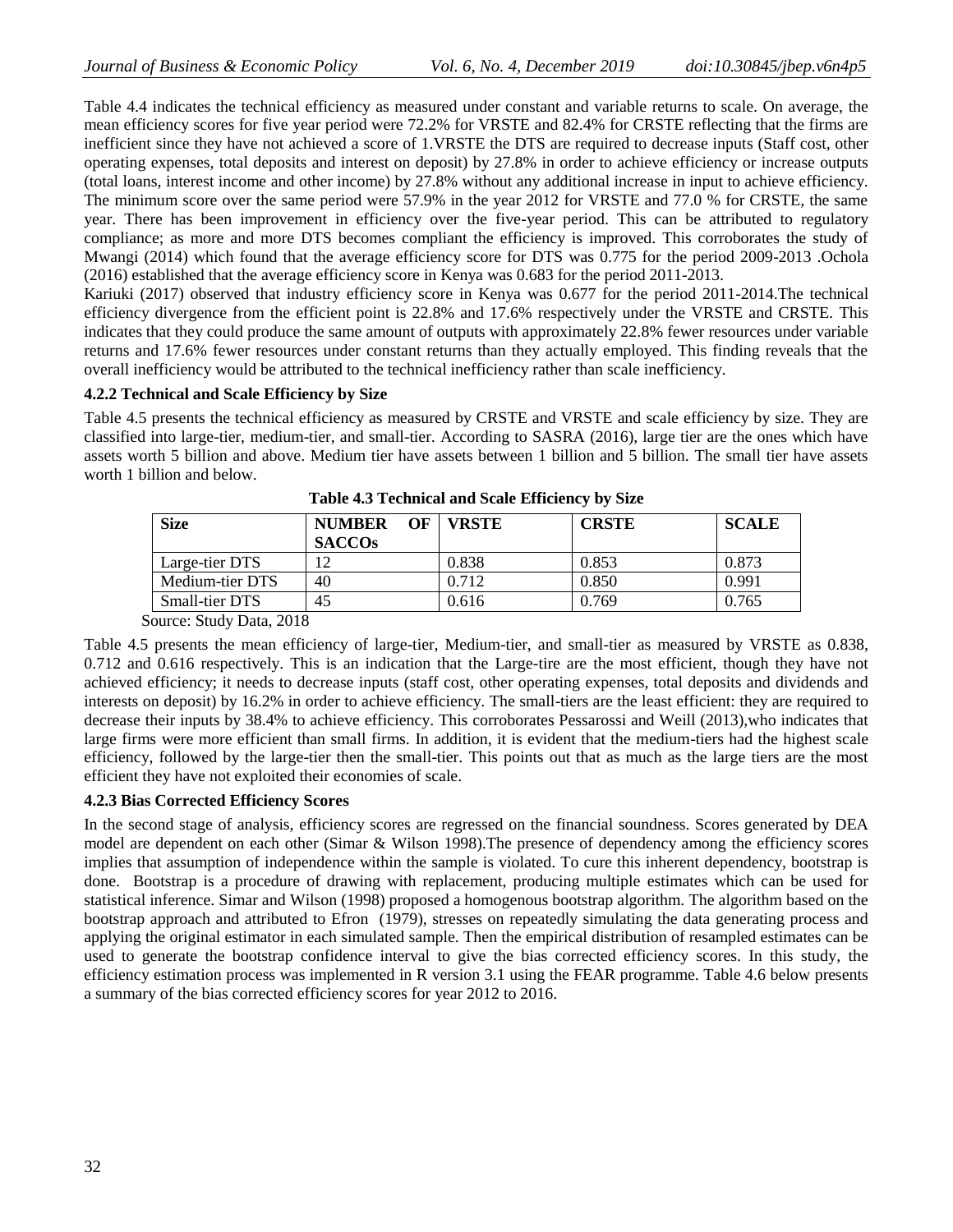Table 4.4 indicates the technical efficiency as measured under constant and variable returns to scale. On average, the mean efficiency scores for five year period were 72.2% for VRSTE and 82.4% for CRSTE reflecting that the firms are inefficient since they have not achieved a score of 1.VRSTE the DTS are required to decrease inputs (Staff cost, other operating expenses, total deposits and interest on deposit) by 27.8% in order to achieve efficiency or increase outputs (total loans, interest income and other income) by 27.8% without any additional increase in input to achieve efficiency. The minimum score over the same period were 57.9% in the year 2012 for VRSTE and 77.0 % for CRSTE, the same year. There has been improvement in efficiency over the five-year period. This can be attributed to regulatory compliance; as more and more DTS becomes compliant the efficiency is improved. This corroborates the study of Mwangi (2014) which found that the average efficiency score for DTS was 0.775 for the period 2009-2013 .Ochola (2016) established that the average efficiency score in Kenya was 0.683 for the period 2011-2013.

Kariuki (2017) observed that industry efficiency score in Kenya was 0.677 for the period 2011-2014.The technical efficiency divergence from the efficient point is 22.8% and 17.6% respectively under the VRSTE and CRSTE. This indicates that they could produce the same amount of outputs with approximately 22.8% fewer resources under variable returns and 17.6% fewer resources under constant returns than they actually employed. This finding reveals that the overall inefficiency would be attributed to the technical inefficiency rather than scale inefficiency.

### 4.2.2 Technical and Scale Efficiency by Size

Table 4.5 presents the technical efficiency as measured by CRSTE and VRSTE and scale efficiency by size. They are classified into large-tier, medium-tier, and small-tier. According to SASRA (2016), large tier are the ones which have assets worth 5 billion and above. Medium tier have assets between 1 billion and 5 billion. The small tier have assets worth 1 billion and below.

**Table 4.3 Technical and Scale Efficiency by Size**

| Size | NUMBER OF SACCOs | VRSTE | CRSTE | SCALE |
|---|---|---|---|---|
| Large-tier DTS | 12 | 0.838 | 0.853 | 0.873 |
| Medium-tier DTS | 40 | 0.712 | 0.850 | 0.991 |
| Small-tier DTS | 45 | 0.616 | 0.769 | 0.765 |

Source: Study Data, 2018

Table 4.5 presents the mean efficiency of large-tier, Medium-tier, and small-tier as measured by VRSTE as 0.838, 0.712 and 0.616 respectively. This is an indication that the Large-tire are the most efficient, though they have not achieved efficiency; it needs to decrease inputs (staff cost, other operating expenses, total deposits and dividends and interests on deposit) by 16.2% in order to achieve efficiency. The small-tiers are the least efficient: they are required to decrease their inputs by 38.4% to achieve efficiency. This corroborates Pessarossi and Weill (2013),who indicates that large firms were more efficient than small firms. In addition, it is evident that the medium-tiers had the highest scale efficiency, followed by the large-tier then the small-tier. This points out that as much as the large tiers are the most efficient they have not exploited their economies of scale.

### 4.2.3 Bias Corrected Efficiency Scores

In the second stage of analysis, efficiency scores are regressed on the financial soundness. Scores generated by DEA model are dependent on each other (Simar & Wilson 1998).The presence of dependency among the efficiency scores implies that assumption of independence within the sample is violated. To cure this inherent dependency, bootstrap is done. Bootstrap is a procedure of drawing with replacement, producing multiple estimates which can be used for statistical inference. Simar and Wilson (1998) proposed a homogenous bootstrap algorithm. The algorithm based on the bootstrap approach and attributed to Efron (1979), stresses on repeatedly simulating the data generating process and applying the original estimator in each simulated sample. Then the empirical distribution of resampled estimates can be used to generate the bootstrap confidence interval to give the bias corrected efficiency scores. In this study, the efficiency estimation process was implemented in R version 3.1 using the FEAR programme. Table 4.6 below presents a summary of the bias corrected efficiency scores for year 2012 to 2016.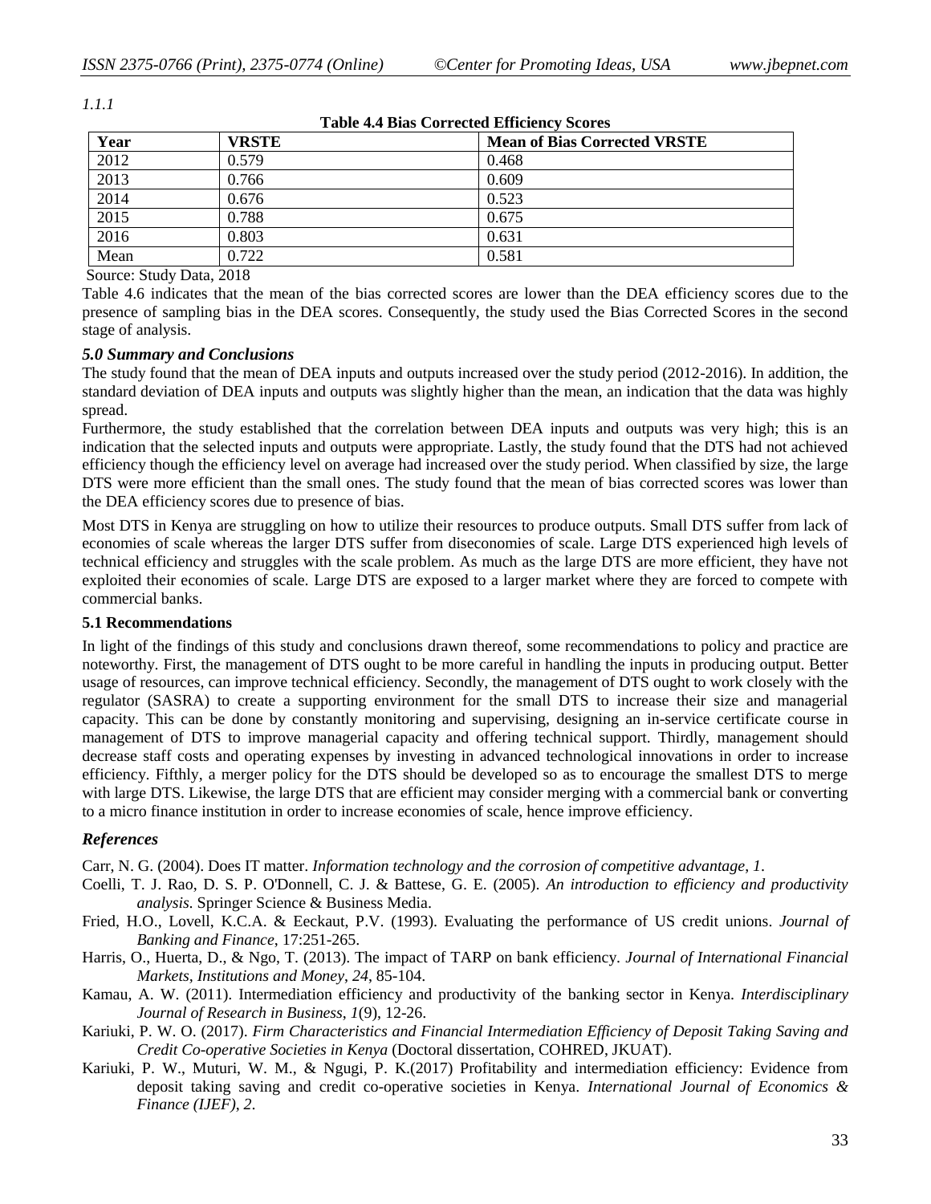*1.1.1*

**Table 4.4 Bias Corrected Efficiency Scores**

| Year | VRSTE | Mean of Bias Corrected VRSTE |
|---|---|---|
| 2012 | 0.579 | 0.468 |
| 2013 | 0.766 | 0.609 |
| 2014 | 0.676 | 0.523 |
| 2015 | 0.788 | 0.675 |
| 2016 | 0.803 | 0.631 |
| Mean | 0.722 | 0.581 |

Source: Study Data, 2018

Table 4.6 indicates that the mean of the bias corrected scores are lower than the DEA efficiency scores due to the presence of sampling bias in the DEA scores. Consequently, the study used the Bias Corrected Scores in the second stage of analysis.

### *5.0 Summary and Conclusions*

The study found that the mean of DEA inputs and outputs increased over the study period (2012-2016). In addition, the standard deviation of DEA inputs and outputs was slightly higher than the mean, an indication that the data was highly spread.

Furthermore, the study established that the correlation between DEA inputs and outputs was very high; this is an indication that the selected inputs and outputs were appropriate. Lastly, the study found that the DTS had not achieved efficiency though the efficiency level on average had increased over the study period. When classified by size, the large DTS were more efficient than the small ones. The study found that the mean of bias corrected scores was lower than the DEA efficiency scores due to presence of bias.

Most DTS in Kenya are struggling on how to utilize their resources to produce outputs. Small DTS suffer from lack of economies of scale whereas the larger DTS suffer from diseconomies of scale. Large DTS experienced high levels of technical efficiency and struggles with the scale problem. As much as the large DTS are more efficient, they have not exploited their economies of scale. Large DTS are exposed to a larger market where they are forced to compete with commercial banks.

### 5.1 Recommendations

In light of the findings of this study and conclusions drawn thereof, some recommendations to policy and practice are noteworthy. First, the management of DTS ought to be more careful in handling the inputs in producing output. Better usage of resources, can improve technical efficiency. Secondly, the management of DTS ought to work closely with the regulator (SASRA) to create a supporting environment for the small DTS to increase their size and managerial capacity. This can be done by constantly monitoring and supervising, designing an in-service certificate course in management of DTS to improve managerial capacity and offering technical support. Thirdly, management should decrease staff costs and operating expenses by investing in advanced technological innovations in order to increase efficiency. Fifthly, a merger policy for the DTS should be developed so as to encourage the smallest DTS to merge with large DTS. Likewise, the large DTS that are efficient may consider merging with a commercial bank or converting to a micro finance institution in order to increase economies of scale, hence improve efficiency.

### *References*

Carr, N. G. (2004). Does IT matter. *Information technology and the corrosion of competitive advantage*, *1*.

Coelli, T. J. Rao, D. S. P. O'Donnell, C. J. & Battese, G. E. (2005). *An introduction to efficiency and productivity analysis*. Springer Science & Business Media.

Fried, H.O., Lovell, K.C.A. & Eeckaut, P.V. (1993). Evaluating the performance of US credit unions. *Journal of Banking and Finance*, 17:251-265.

Harris, O., Huerta, D., & Ngo, T. (2013). The impact of TARP on bank efficiency. *Journal of International Financial Markets, Institutions and Money*, *24*, 85-104.

Kamau, A. W. (2011). Intermediation efficiency and productivity of the banking sector in Kenya. *Interdisciplinary Journal of Research in Business*, *1*(9), 12-26.

Kariuki, P. W. O. (2017). *Firm Characteristics and Financial Intermediation Efficiency of Deposit Taking Saving and Credit Co-operative Societies in Kenya* (Doctoral dissertation, COHRED, JKUAT).

Kariuki, P. W., Muturi, W. M., & Ngugi, P. K.(2017) Profitability and intermediation efficiency: Evidence from deposit taking saving and credit co-operative societies in Kenya. *International Journal of Economics & Finance (IJEF)*, *2*.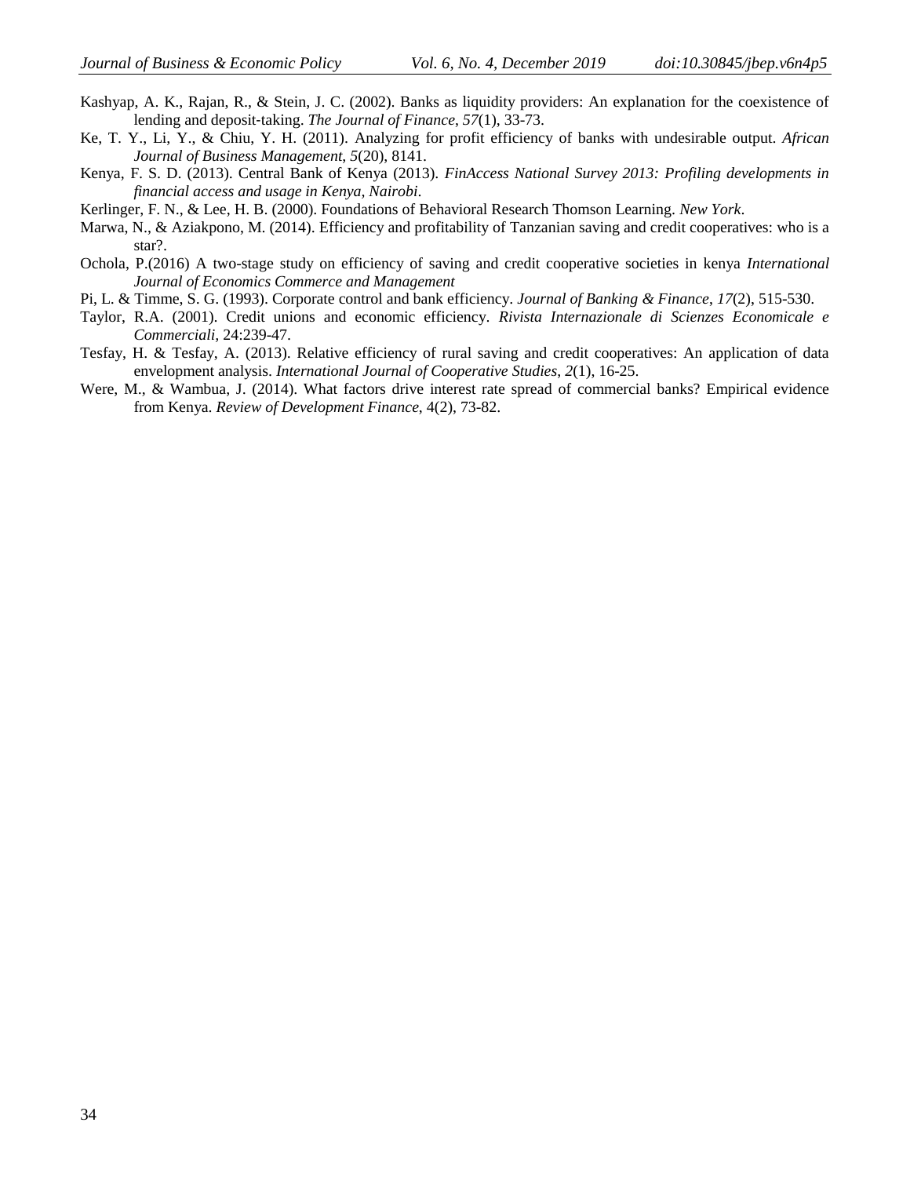Kashyap, A. K., Rajan, R., & Stein, J. C. (2002). Banks as liquidity providers: An explanation for the coexistence of lending and deposit‐taking. *The Journal of Finance*, *57*(1), 33-73.

Ke, T. Y., Li, Y., & Chiu, Y. H. (2011). Analyzing for profit efficiency of banks with undesirable output. *African Journal of Business Management*, *5*(20), 8141.

Kenya, F. S. D. (2013). Central Bank of Kenya (2013). *FinAccess National Survey 2013: Profiling developments in financial access and usage in Kenya, Nairobi*.

Kerlinger, F. N., & Lee, H. B. (2000). Foundations of Behavioral Research Thomson Learning. *New York*.

Marwa, N., & Aziakpono, M. (2014). Efficiency and profitability of Tanzanian saving and credit cooperatives: who is a star?.

Ochola, P.(2016) A two-stage study on efficiency of saving and credit cooperative societies in kenya *International Journal of Economics Commerce and Management*

Pi, L. & Timme, S. G. (1993). Corporate control and bank efficiency. *Journal of Banking & Finance*, *17*(2), 515-530.

Taylor, R.A. (2001). Credit unions and economic efficiency. *Rivista Internazionale di Scienzes Economicale e Commerciali*, 24:239-47.

Tesfay, H. & Tesfay, A. (2013). Relative efficiency of rural saving and credit cooperatives: An application of data envelopment analysis. *International Journal of Cooperative Studies*, *2*(1), 16-25.

Were, M., & Wambua, J. (2014). What factors drive interest rate spread of commercial banks? Empirical evidence from Kenya. *Review of Development Finance*, 4(2), 73-82.